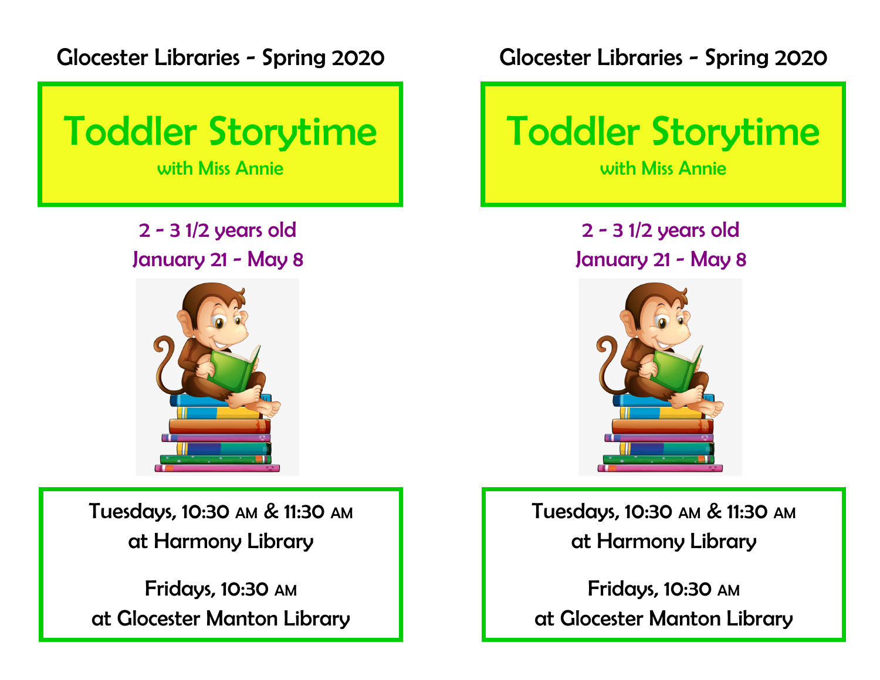Glocester Libraries - Spring 2020

# Toddler Storytime

with Miss Annie

2 - 3 1/2 years old

January 21 - May 8

Tuesdays, 10:30 AM & 11:30 AM
at Harmony Library

Fridays, 10:30 AM
at Glocester Manton Library

Glocester Libraries - Spring 2020

# Toddler Storytime

with Miss Annie

2 - 3 1/2 years old

January 21 - May 8

Tuesdays, 10:30 AM & 11:30 AM
at Harmony Library

Fridays, 10:30 AM
at Glocester Manton Library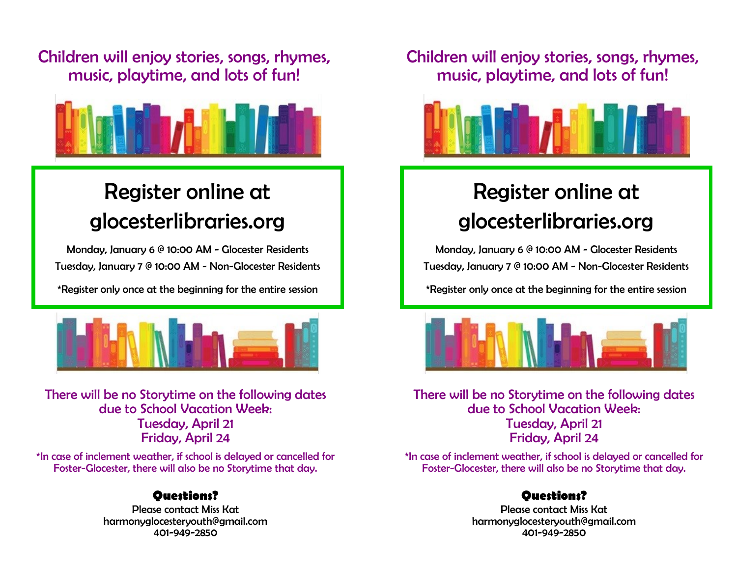Children will enjoy stories, songs, rhymes, music, playtime, and lots of fun!

# Register online at glocesterlibraries.org

Monday, January 6 @ 10:00 AM - Glocester Residents

Tuesday, January 7 @ 10:00 AM - Non-Glocester Residents

*Register only once at the beginning for the entire session

There will be no Storytime on the following dates due to School Vacation Week:
Tuesday, April 21
Friday, April 24

*In case of inclement weather, if school is delayed or cancelled for Foster-Glocester, there will also be no Storytime that day.

**Questions?**

Please contact Miss Kat
harmonyglocesteryouth@gmail.com
401-949-2850

Children will enjoy stories, songs, rhymes, music, playtime, and lots of fun!

# Register online at glocesterlibraries.org

Monday, January 6 @ 10:00 AM - Glocester Residents

Tuesday, January 7 @ 10:00 AM - Non-Glocester Residents

*Register only once at the beginning for the entire session

There will be no Storytime on the following dates due to School Vacation Week:
Tuesday, April 21
Friday, April 24

*In case of inclement weather, if school is delayed or cancelled for Foster-Glocester, there will also be no Storytime that day.

**Questions?**

Please contact Miss Kat
harmonyglocesteryouth@gmail.com
401-949-2850